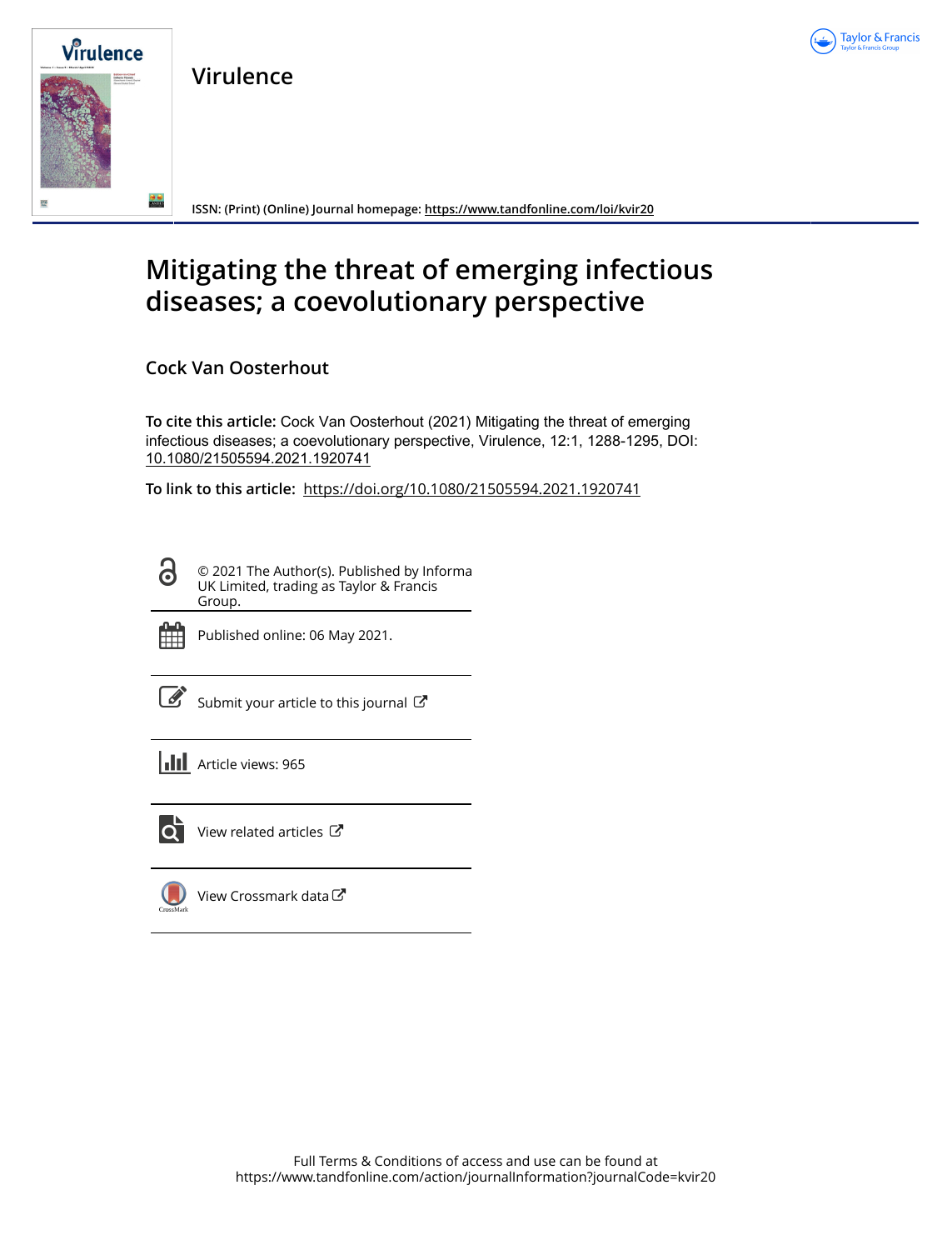# Virulence

ISSN: (Print) (Online) Journal homepage: https://www.tandfonline.com/loi/kvir20

# Mitigating the threat of emerging infectious diseases; a coevolutionary perspective

## Cock Van Oosterhout

**To cite this article:** Cock Van Oosterhout (2021) Mitigating the threat of emerging infectious diseases; a coevolutionary perspective, Virulence, 12:1, 1288-1295, DOI: 10.1080/21505594.2021.1920741

**To link to this article:** https://doi.org/10.1080/21505594.2021.1920741

© 2021 The Author(s). Published by Informa UK Limited, trading as Taylor & Francis Group.

Published online: 06 May 2021.

Submit your article to this journal

Article views: 965

View related articles

View Crossmark data

Full Terms & Conditions of access and use can be found at https://www.tandfonline.com/action/journalInformation?journalCode=kvir20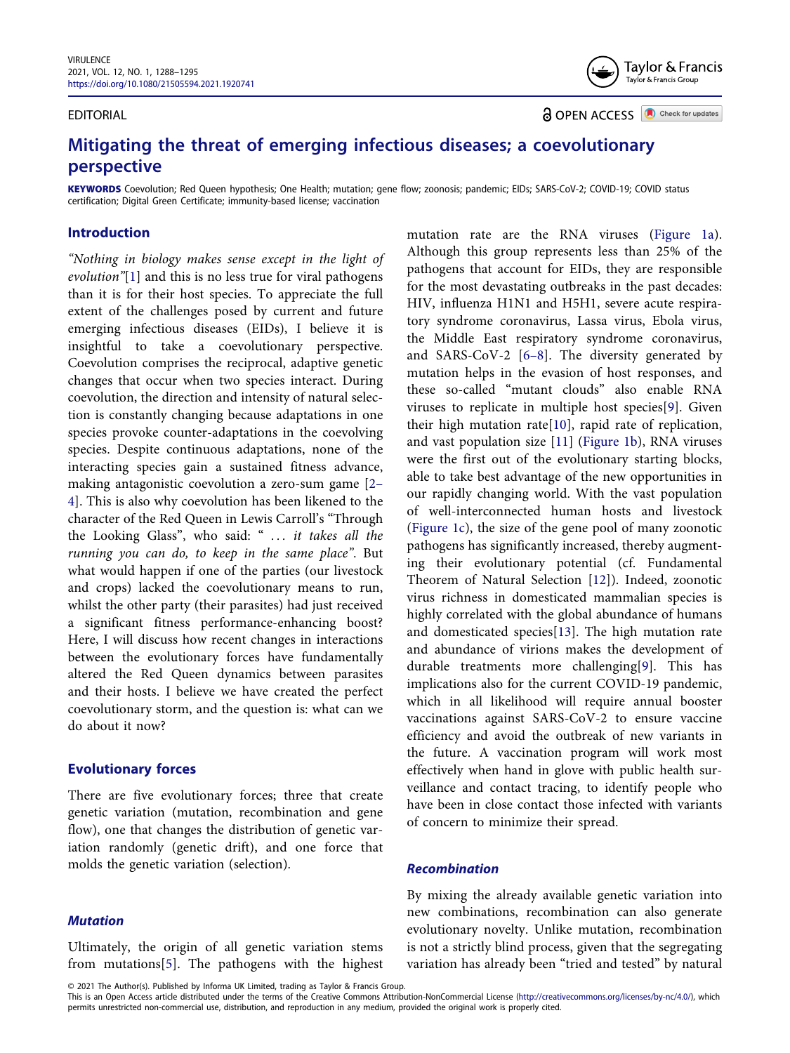EDITORIAL

OPEN ACCESS

# Mitigating the threat of emerging infectious diseases; a coevolutionary perspective

**KEYWORDS** Coevolution; Red Queen hypothesis; One Health; mutation; gene flow; zoonosis; pandemic; EIDs; SARS-CoV-2; COVID-19; COVID status certification; Digital Green Certificate; immunity-based license; vaccination

## Introduction

*"Nothing in biology makes sense except in the light of evolution"*[1] and this is no less true for viral pathogens than it is for their host species. To appreciate the full extent of the challenges posed by current and future emerging infectious diseases (EIDs), I believe it is insightful to take a coevolutionary perspective. Coevolution comprises the reciprocal, adaptive genetic changes that occur when two species interact. During coevolution, the direction and intensity of natural selection is constantly changing because adaptations in one species provoke counter-adaptations in the coevolving species. Despite continuous adaptations, none of the interacting species gain a sustained fitness advance, making antagonistic coevolution a zero-sum game [2–4]. This is also why coevolution has been likened to the character of the Red Queen in Lewis Carroll's "Through the Looking Glass", who said: " … *it takes all the running you can do, to keep in the same place"*. But what would happen if one of the parties (our livestock and crops) lacked the coevolutionary means to run, whilst the other party (their parasites) had just received a significant fitness performance-enhancing boost? Here, I will discuss how recent changes in interactions between the evolutionary forces have fundamentally altered the Red Queen dynamics between parasites and their hosts. I believe we have created the perfect coevolutionary storm, and the question is: what can we do about it now?

## Evolutionary forces

There are five evolutionary forces; three that create genetic variation (mutation, recombination and gene flow), one that changes the distribution of genetic variation randomly (genetic drift), and one force that molds the genetic variation (selection).

### *Mutation*

Ultimately, the origin of all genetic variation stems from mutations[5]. The pathogens with the highest mutation rate are the RNA viruses (Figure 1a). Although this group represents less than 25% of the pathogens that account for EIDs, they are responsible for the most devastating outbreaks in the past decades: HIV, influenza H1N1 and H5H1, severe acute respiratory syndrome coronavirus, Lassa virus, Ebola virus, the Middle East respiratory syndrome coronavirus, and SARS-CoV-2 [6–8]. The diversity generated by mutation helps in the evasion of host responses, and these so-called "mutant clouds" also enable RNA viruses to replicate in multiple host species[9]. Given their high mutation rate[10], rapid rate of replication, and vast population size [11] (Figure 1b), RNA viruses were the first out of the evolutionary starting blocks, able to take best advantage of the new opportunities in our rapidly changing world. With the vast population of well-interconnected human hosts and livestock (Figure 1c), the size of the gene pool of many zoonotic pathogens has significantly increased, thereby augmenting their evolutionary potential (cf. Fundamental Theorem of Natural Selection [12]). Indeed, zoonotic virus richness in domesticated mammalian species is highly correlated with the global abundance of humans and domesticated species[13]. The high mutation rate and abundance of virions makes the development of durable treatments more challenging[9]. This has implications also for the current COVID-19 pandemic, which in all likelihood will require annual booster vaccinations against SARS-CoV-2 to ensure vaccine efficiency and avoid the outbreak of new variants in the future. A vaccination program will work most effectively when hand in glove with public health surveillance and contact tracing, to identify people who have been in close contact those infected with variants of concern to minimize their spread.

### *Recombination*

By mixing the already available genetic variation into new combinations, recombination can also generate evolutionary novelty. Unlike mutation, recombination is not a strictly blind process, given that the segregating variation has already been "tried and tested" by natural

© 2021 The Author(s). Published by Informa UK Limited, trading as Taylor & Francis Group.
This is an Open Access article distributed under the terms of the Creative Commons Attribution-NonCommercial License (http://creativecommons.org/licenses/by-nc/4.0/), which permits unrestricted non-commercial use, distribution, and reproduction in any medium, provided the original work is properly cited.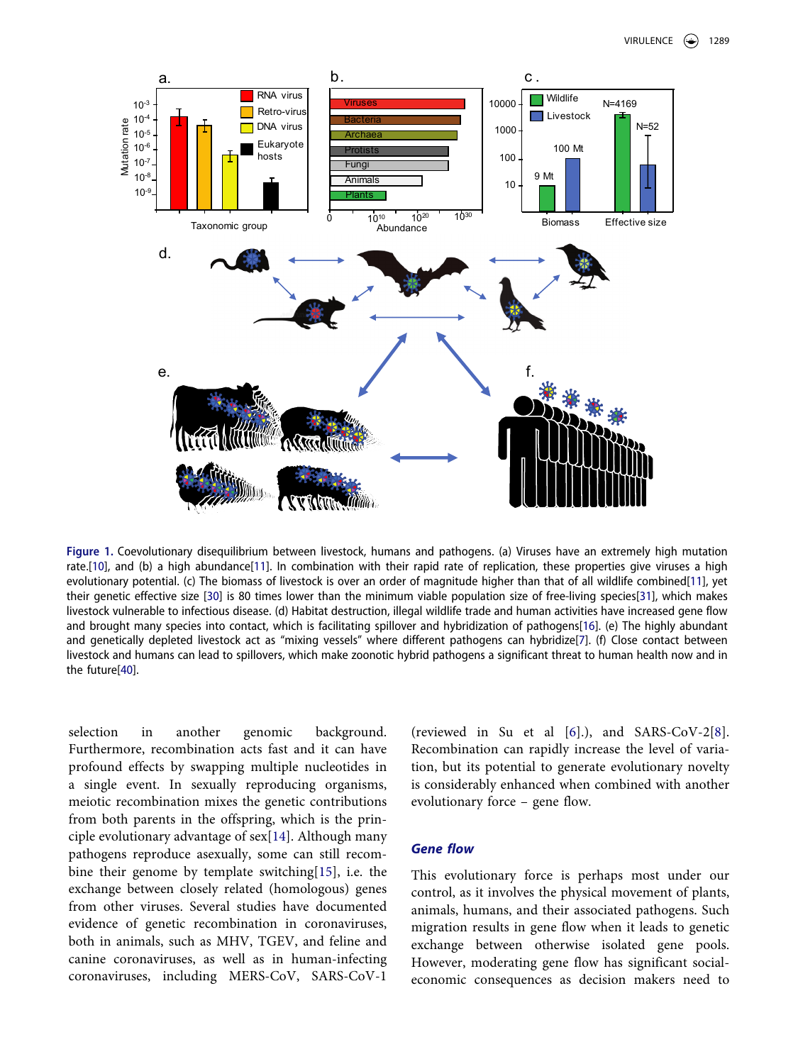**Figure 1.** Coevolutionary disequilibrium between livestock, humans and pathogens. (a) Viruses have an extremely high mutation rate.[10], and (b) a high abundance[11]. In combination with their rapid rate of replication, these properties give viruses a high evolutionary potential. (c) The biomass of livestock is over an order of magnitude higher than that of all wildlife combined[11], yet their genetic effective size [30] is 80 times lower than the minimum viable population size of free-living species[31], which makes livestock vulnerable to infectious disease. (d) Habitat destruction, illegal wildlife trade and human activities have increased gene flow and brought many species into contact, which is facilitating spillover and hybridization of pathogens[16]. (e) The highly abundant and genetically depleted livestock act as "mixing vessels" where different pathogens can hybridize[7]. (f) Close contact between livestock and humans can lead to spillovers, which make zoonotic hybrid pathogens a significant threat to human health now and in the future[40].

selection in another genomic background. Furthermore, recombination acts fast and it can have profound effects by swapping multiple nucleotides in a single event. In sexually reproducing organisms, meiotic recombination mixes the genetic contributions from both parents in the offspring, which is the principle evolutionary advantage of sex[14]. Although many pathogens reproduce asexually, some can still recombine their genome by template switching[15], i.e. the exchange between closely related (homologous) genes from other viruses. Several studies have documented evidence of genetic recombination in coronaviruses, both in animals, such as MHV, TGEV, and feline and canine coronaviruses, as well as in human-infecting coronaviruses, including MERS-CoV, SARS-CoV-1 (reviewed in Su et al [6].), and SARS-CoV-2[8]. Recombination can rapidly increase the level of variation, but its potential to generate evolutionary novelty is considerably enhanced when combined with another evolutionary force – gene flow.

### Gene flow

This evolutionary force is perhaps most under our control, as it involves the physical movement of plants, animals, humans, and their associated pathogens. Such migration results in gene flow when it leads to genetic exchange between otherwise isolated gene pools. However, moderating gene flow has significant social-economic consequences as decision makers need to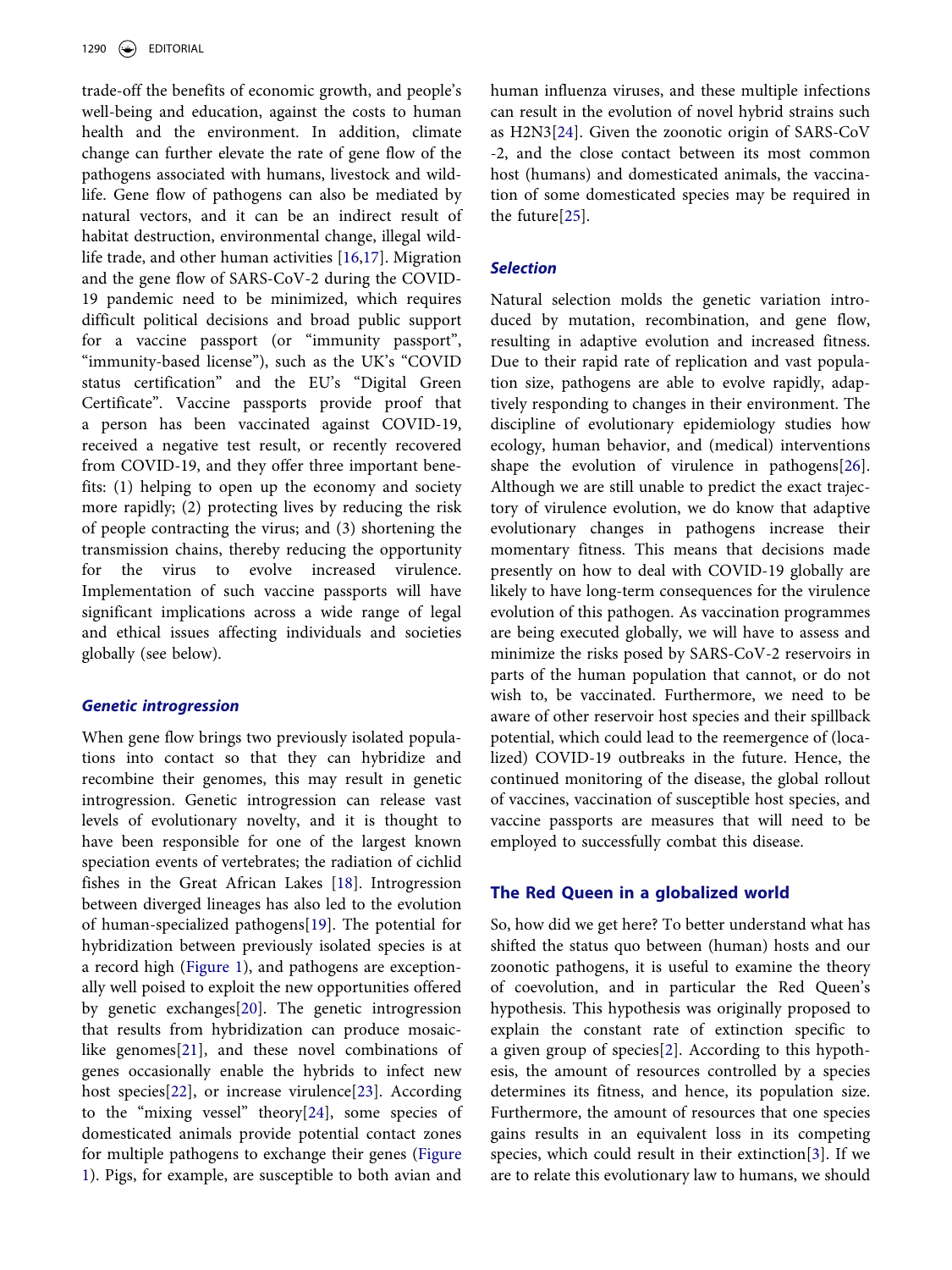trade-off the benefits of economic growth, and people's well-being and education, against the costs to human health and the environment. In addition, climate change can further elevate the rate of gene flow of the pathogens associated with humans, livestock and wildlife. Gene flow of pathogens can also be mediated by natural vectors, and it can be an indirect result of habitat destruction, environmental change, illegal wildlife trade, and other human activities [16,17]. Migration and the gene flow of SARS-CoV-2 during the COVID-19 pandemic need to be minimized, which requires difficult political decisions and broad public support for a vaccine passport (or "immunity passport", "immunity-based license"), such as the UK's "COVID status certification" and the EU's "Digital Green Certificate". Vaccine passports provide proof that a person has been vaccinated against COVID-19, received a negative test result, or recently recovered from COVID-19, and they offer three important benefits: (1) helping to open up the economy and society more rapidly; (2) protecting lives by reducing the risk of people contracting the virus; and (3) shortening the transmission chains, thereby reducing the opportunity for the virus to evolve increased virulence. Implementation of such vaccine passports will have significant implications across a wide range of legal and ethical issues affecting individuals and societies globally (see below).

### *Genetic introgression*

When gene flow brings two previously isolated populations into contact so that they can hybridize and recombine their genomes, this may result in genetic introgression. Genetic introgression can release vast levels of evolutionary novelty, and it is thought to have been responsible for one of the largest known speciation events of vertebrates; the radiation of cichlid fishes in the Great African Lakes [18]. Introgression between diverged lineages has also led to the evolution of human-specialized pathogens[19]. The potential for hybridization between previously isolated species is at a record high (Figure 1), and pathogens are exceptionally well poised to exploit the new opportunities offered by genetic exchanges[20]. The genetic introgression that results from hybridization can produce mosaic-like genomes[21], and these novel combinations of genes occasionally enable the hybrids to infect new host species[22], or increase virulence[23]. According to the "mixing vessel" theory[24], some species of domesticated animals provide potential contact zones for multiple pathogens to exchange their genes (Figure 1). Pigs, for example, are susceptible to both avian and human influenza viruses, and these multiple infections can result in the evolution of novel hybrid strains such as H2N3[24]. Given the zoonotic origin of SARS-CoV-2, and the close contact between its most common host (humans) and domesticated animals, the vaccination of some domesticated species may be required in the future[25].

### *Selection*

Natural selection molds the genetic variation introduced by mutation, recombination, and gene flow, resulting in adaptive evolution and increased fitness. Due to their rapid rate of replication and vast population size, pathogens are able to evolve rapidly, adaptively responding to changes in their environment. The discipline of evolutionary epidemiology studies how ecology, human behavior, and (medical) interventions shape the evolution of virulence in pathogens[26]. Although we are still unable to predict the exact trajectory of virulence evolution, we do know that adaptive evolutionary changes in pathogens increase their momentary fitness. This means that decisions made presently on how to deal with COVID-19 globally are likely to have long-term consequences for the virulence evolution of this pathogen. As vaccination programmes are being executed globally, we will have to assess and minimize the risks posed by SARS-CoV-2 reservoirs in parts of the human population that cannot, or do not wish to, be vaccinated. Furthermore, we need to be aware of other reservoir host species and their spillback potential, which could lead to the reemergence of (localized) COVID-19 outbreaks in the future. Hence, the continued monitoring of the disease, the global rollout of vaccines, vaccination of susceptible host species, and vaccine passports are measures that will need to be employed to successfully combat this disease.

## The Red Queen in a globalized world

So, how did we get here? To better understand what has shifted the status quo between (human) hosts and our zoonotic pathogens, it is useful to examine the theory of coevolution, and in particular the Red Queen's hypothesis. This hypothesis was originally proposed to explain the constant rate of extinction specific to a given group of species[2]. According to this hypothesis, the amount of resources controlled by a species determines its fitness, and hence, its population size. Furthermore, the amount of resources that one species gains results in an equivalent loss in its competing species, which could result in their extinction[3]. If we are to relate this evolutionary law to humans, we should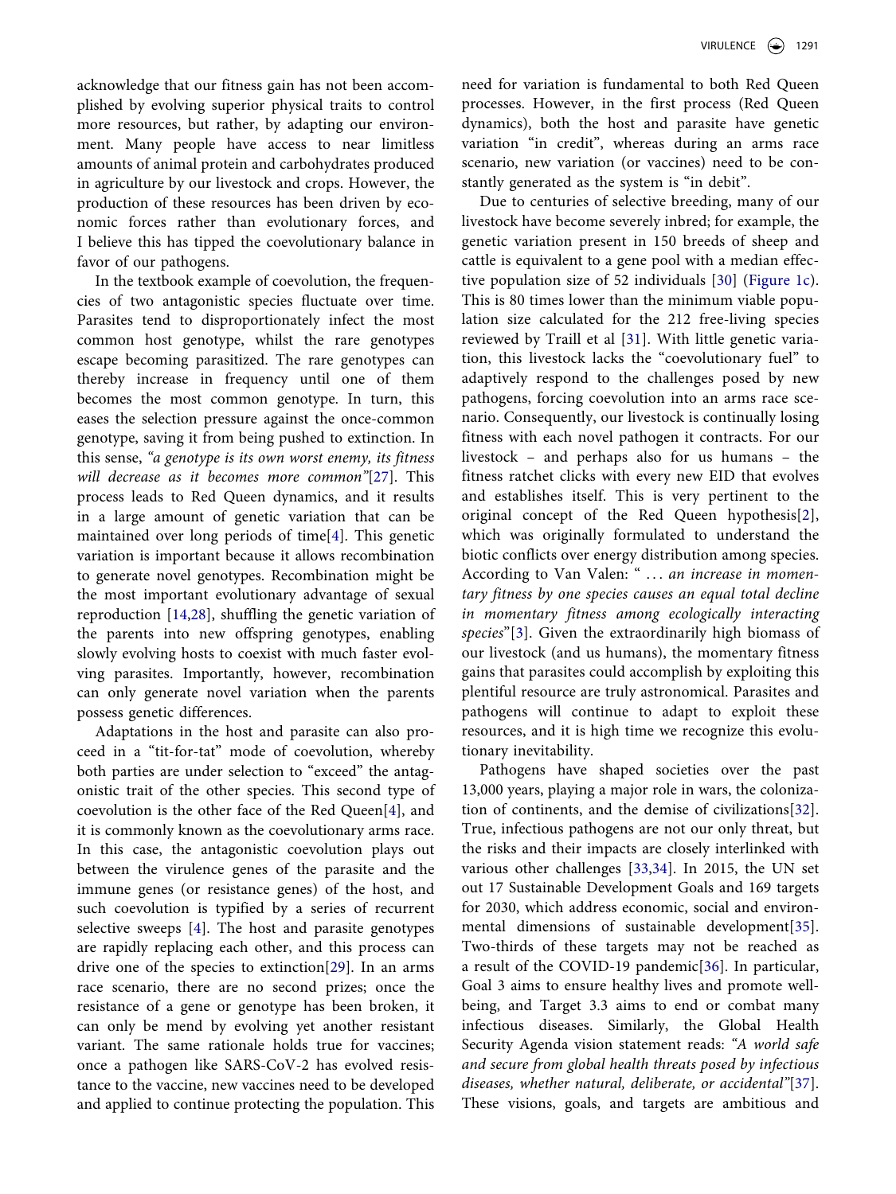acknowledge that our fitness gain has not been accomplished by evolving superior physical traits to control more resources, but rather, by adapting our environment. Many people have access to near limitless amounts of animal protein and carbohydrates produced in agriculture by our livestock and crops. However, the production of these resources has been driven by economic forces rather than evolutionary forces, and I believe this has tipped the coevolutionary balance in favor of our pathogens.

In the textbook example of coevolution, the frequencies of two antagonistic species fluctuate over time. Parasites tend to disproportionately infect the most common host genotype, whilst the rare genotypes escape becoming parasitized. The rare genotypes can thereby increase in frequency until one of them becomes the most common genotype. In turn, this eases the selection pressure against the once-common genotype, saving it from being pushed to extinction. In this sense, *"a genotype is its own worst enemy, its fitness will decrease as it becomes more common"*[27]. This process leads to Red Queen dynamics, and it results in a large amount of genetic variation that can be maintained over long periods of time[4]. This genetic variation is important because it allows recombination to generate novel genotypes. Recombination might be the most important evolutionary advantage of sexual reproduction [14,28], shuffling the genetic variation of the parents into new offspring genotypes, enabling slowly evolving hosts to coexist with much faster evolving parasites. Importantly, however, recombination can only generate novel variation when the parents possess genetic differences.

Adaptations in the host and parasite can also proceed in a "tit-for-tat" mode of coevolution, whereby both parties are under selection to "exceed" the antagonistic trait of the other species. This second type of coevolution is the other face of the Red Queen[4], and it is commonly known as the coevolutionary arms race. In this case, the antagonistic coevolution plays out between the virulence genes of the parasite and the immune genes (or resistance genes) of the host, and such coevolution is typified by a series of recurrent selective sweeps [4]. The host and parasite genotypes are rapidly replacing each other, and this process can drive one of the species to extinction[29]. In an arms race scenario, there are no second prizes; once the resistance of a gene or genotype has been broken, it can only be mend by evolving yet another resistant variant. The same rationale holds true for vaccines; once a pathogen like SARS-CoV-2 has evolved resistance to the vaccine, new vaccines need to be developed and applied to continue protecting the population. This need for variation is fundamental to both Red Queen processes. However, in the first process (Red Queen dynamics), both the host and parasite have genetic variation "in credit", whereas during an arms race scenario, new variation (or vaccines) need to be constantly generated as the system is "in debit".

Due to centuries of selective breeding, many of our livestock have become severely inbred; for example, the genetic variation present in 150 breeds of sheep and cattle is equivalent to a gene pool with a median effective population size of 52 individuals [30] (Figure 1c). This is 80 times lower than the minimum viable population size calculated for the 212 free-living species reviewed by Traill et al [31]. With little genetic variation, this livestock lacks the "coevolutionary fuel" to adaptively respond to the challenges posed by new pathogens, forcing coevolution into an arms race scenario. Consequently, our livestock is continually losing fitness with each novel pathogen it contracts. For our livestock – and perhaps also for us humans – the fitness ratchet clicks with every new EID that evolves and establishes itself. This is very pertinent to the original concept of the Red Queen hypothesis[2], which was originally formulated to understand the biotic conflicts over energy distribution among species. According to Van Valen: " … *an increase in momentary fitness by one species causes an equal total decline in momentary fitness among ecologically interacting species*"[3]. Given the extraordinarily high biomass of our livestock (and us humans), the momentary fitness gains that parasites could accomplish by exploiting this plentiful resource are truly astronomical. Parasites and pathogens will continue to adapt to exploit these resources, and it is high time we recognize this evolutionary inevitability.

Pathogens have shaped societies over the past 13,000 years, playing a major role in wars, the colonization of continents, and the demise of civilizations[32]. True, infectious pathogens are not our only threat, but the risks and their impacts are closely interlinked with various other challenges [33,34]. In 2015, the UN set out 17 Sustainable Development Goals and 169 targets for 2030, which address economic, social and environmental dimensions of sustainable development[35]. Two-thirds of these targets may not be reached as a result of the COVID-19 pandemic[36]. In particular, Goal 3 aims to ensure healthy lives and promote well-being, and Target 3.3 aims to end or combat many infectious diseases. Similarly, the Global Health Security Agenda vision statement reads: *"A world safe and secure from global health threats posed by infectious diseases, whether natural, deliberate, or accidental"*[37]. These visions, goals, and targets are ambitious and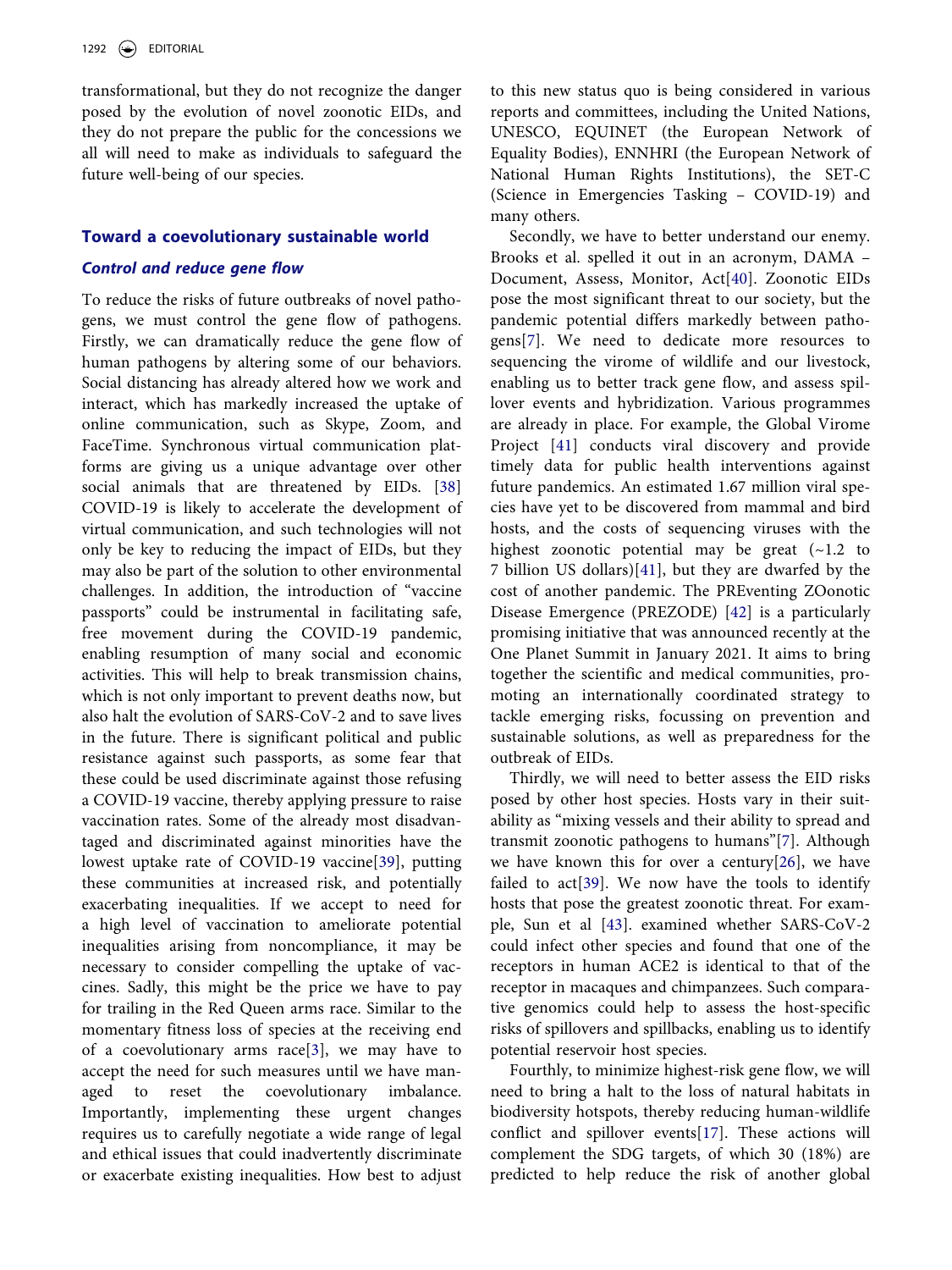transformational, but they do not recognize the danger posed by the evolution of novel zoonotic EIDs, and they do not prepare the public for the concessions we all will need to make as individuals to safeguard the future well-being of our species.

## Toward a coevolutionary sustainable world

### *Control and reduce gene flow*

To reduce the risks of future outbreaks of novel pathogens, we must control the gene flow of pathogens. Firstly, we can dramatically reduce the gene flow of human pathogens by altering some of our behaviors. Social distancing has already altered how we work and interact, which has markedly increased the uptake of online communication, such as Skype, Zoom, and FaceTime. Synchronous virtual communication platforms are giving us a unique advantage over other social animals that are threatened by EIDs. [38] COVID-19 is likely to accelerate the development of virtual communication, and such technologies will not only be key to reducing the impact of EIDs, but they may also be part of the solution to other environmental challenges. In addition, the introduction of "vaccine passports" could be instrumental in facilitating safe, free movement during the COVID-19 pandemic, enabling resumption of many social and economic activities. This will help to break transmission chains, which is not only important to prevent deaths now, but also halt the evolution of SARS-CoV-2 and to save lives in the future. There is significant political and public resistance against such passports, as some fear that these could be used discriminate against those refusing a COVID-19 vaccine, thereby applying pressure to raise vaccination rates. Some of the already most disadvantaged and discriminated against minorities have the lowest uptake rate of COVID-19 vaccine[39], putting these communities at increased risk, and potentially exacerbating inequalities. If we accept to need for a high level of vaccination to ameliorate potential inequalities arising from noncompliance, it may be necessary to consider compelling the uptake of vaccines. Sadly, this might be the price we have to pay for trailing in the Red Queen arms race. Similar to the momentary fitness loss of species at the receiving end of a coevolutionary arms race[3], we may have to accept the need for such measures until we have managed to reset the coevolutionary imbalance. Importantly, implementing these urgent changes requires us to carefully negotiate a wide range of legal and ethical issues that could inadvertently discriminate or exacerbate existing inequalities. How best to adjust to this new status quo is being considered in various reports and committees, including the United Nations, UNESCO, EQUINET (the European Network of Equality Bodies), ENNHRI (the European Network of National Human Rights Institutions), the SET-C (Science in Emergencies Tasking – COVID-19) and many others.

Secondly, we have to better understand our enemy. Brooks et al. spelled it out in an acronym, DAMA – Document, Assess, Monitor, Act[40]. Zoonotic EIDs pose the most significant threat to our society, but the pandemic potential differs markedly between pathogens[7]. We need to dedicate more resources to sequencing the virome of wildlife and our livestock, enabling us to better track gene flow, and assess spillover events and hybridization. Various programmes are already in place. For example, the Global Virome Project [41] conducts viral discovery and provide timely data for public health interventions against future pandemics. An estimated 1.67 million viral species have yet to be discovered from mammal and bird hosts, and the costs of sequencing viruses with the highest zoonotic potential may be great (~1.2 to 7 billion US dollars)[41], but they are dwarfed by the cost of another pandemic. The PREventing ZOonotic Disease Emergence (PREZODE) [42] is a particularly promising initiative that was announced recently at the One Planet Summit in January 2021. It aims to bring together the scientific and medical communities, promoting an internationally coordinated strategy to tackle emerging risks, focussing on prevention and sustainable solutions, as well as preparedness for the outbreak of EIDs.

Thirdly, we will need to better assess the EID risks posed by other host species. Hosts vary in their suitability as "mixing vessels and their ability to spread and transmit zoonotic pathogens to humans"[7]. Although we have known this for over a century[26], we have failed to act[39]. We now have the tools to identify hosts that pose the greatest zoonotic threat. For example, Sun et al [43]. examined whether SARS-CoV-2 could infect other species and found that one of the receptors in human ACE2 is identical to that of the receptor in macaques and chimpanzees. Such comparative genomics could help to assess the host-specific risks of spillovers and spillbacks, enabling us to identify potential reservoir host species.

Fourthly, to minimize highest-risk gene flow, we will need to bring a halt to the loss of natural habitats in biodiversity hotspots, thereby reducing human-wildlife conflict and spillover events[17]. These actions will complement the SDG targets, of which 30 (18%) are predicted to help reduce the risk of another global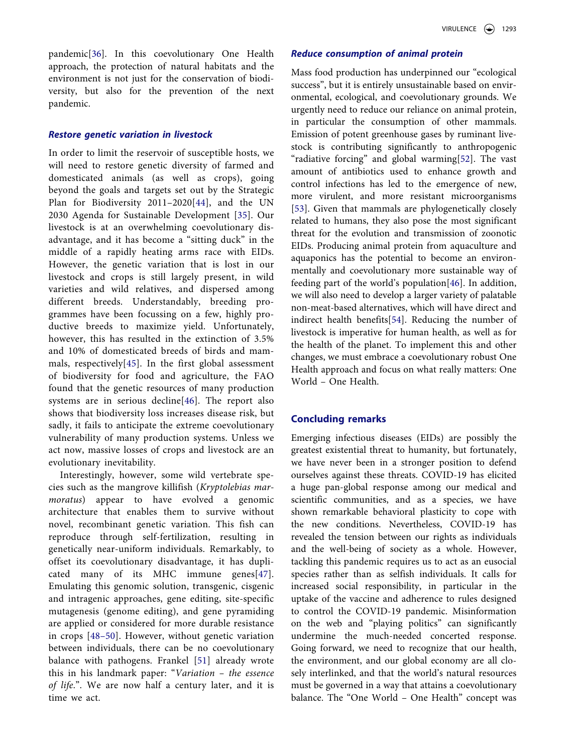pandemic[36]. In this coevolutionary One Health approach, the protection of natural habitats and the environment is not just for the conservation of biodiversity, but also for the prevention of the next pandemic.

### *Restore genetic variation in livestock*

In order to limit the reservoir of susceptible hosts, we will need to restore genetic diversity of farmed and domesticated animals (as well as crops), going beyond the goals and targets set out by the Strategic Plan for Biodiversity 2011–2020[44], and the UN 2030 Agenda for Sustainable Development [35]. Our livestock is at an overwhelming coevolutionary disadvantage, and it has become a "sitting duck" in the middle of a rapidly heating arms race with EIDs. However, the genetic variation that is lost in our livestock and crops is still largely present, in wild varieties and wild relatives, and dispersed among different breeds. Understandably, breeding programmes have been focussing on a few, highly productive breeds to maximize yield. Unfortunately, however, this has resulted in the extinction of 3.5% and 10% of domesticated breeds of birds and mammals, respectively[45]. In the first global assessment of biodiversity for food and agriculture, the FAO found that the genetic resources of many production systems are in serious decline[46]. The report also shows that biodiversity loss increases disease risk, but sadly, it fails to anticipate the extreme coevolutionary vulnerability of many production systems. Unless we act now, massive losses of crops and livestock are an evolutionary inevitability.

Interestingly, however, some wild vertebrate species such as the mangrove killifish (*Kryptolebias marmoratus*) appear to have evolved a genomic architecture that enables them to survive without novel, recombinant genetic variation. This fish can reproduce through self-fertilization, resulting in genetically near-uniform individuals. Remarkably, to offset its coevolutionary disadvantage, it has duplicated many of its MHC immune genes[47]. Emulating this genomic solution, transgenic, cisgenic and intragenic approaches, gene editing, site-specific mutagenesis (genome editing), and gene pyramiding are applied or considered for more durable resistance in crops [48–50]. However, without genetic variation between individuals, there can be no coevolutionary balance with pathogens. Frankel [51] already wrote this in his landmark paper: "*Variation – the essence of life*.". We are now half a century later, and it is time we act.

### *Reduce consumption of animal protein*

Mass food production has underpinned our "ecological success", but it is entirely unsustainable based on environmental, ecological, and coevolutionary grounds. We urgently need to reduce our reliance on animal protein, in particular the consumption of other mammals. Emission of potent greenhouse gases by ruminant livestock is contributing significantly to anthropogenic "radiative forcing" and global warming[52]. The vast amount of antibiotics used to enhance growth and control infections has led to the emergence of new, more virulent, and more resistant microorganisms [53]. Given that mammals are phylogenetically closely related to humans, they also pose the most significant threat for the evolution and transmission of zoonotic EIDs. Producing animal protein from aquaculture and aquaponics has the potential to become an environmentally and coevolutionary more sustainable way of feeding part of the world's population[46]. In addition, we will also need to develop a larger variety of palatable non-meat-based alternatives, which will have direct and indirect health benefits[54]. Reducing the number of livestock is imperative for human health, as well as for the health of the planet. To implement this and other changes, we must embrace a coevolutionary robust One Health approach and focus on what really matters: One World – One Health.

## Concluding remarks

Emerging infectious diseases (EIDs) are possibly the greatest existential threat to humanity, but fortunately, we have never been in a stronger position to defend ourselves against these threats. COVID-19 has elicited a huge pan-global response among our medical and scientific communities, and as a species, we have shown remarkable behavioral plasticity to cope with the new conditions. Nevertheless, COVID-19 has revealed the tension between our rights as individuals and the well-being of society as a whole. However, tackling this pandemic requires us to act as an eusocial species rather than as selfish individuals. It calls for increased social responsibility, in particular in the uptake of the vaccine and adherence to rules designed to control the COVID-19 pandemic. Misinformation on the web and "playing politics" can significantly undermine the much-needed concerted response. Going forward, we need to recognize that our health, the environment, and our global economy are all closely interlinked, and that the world's natural resources must be governed in a way that attains a coevolutionary balance. The "One World – One Health" concept was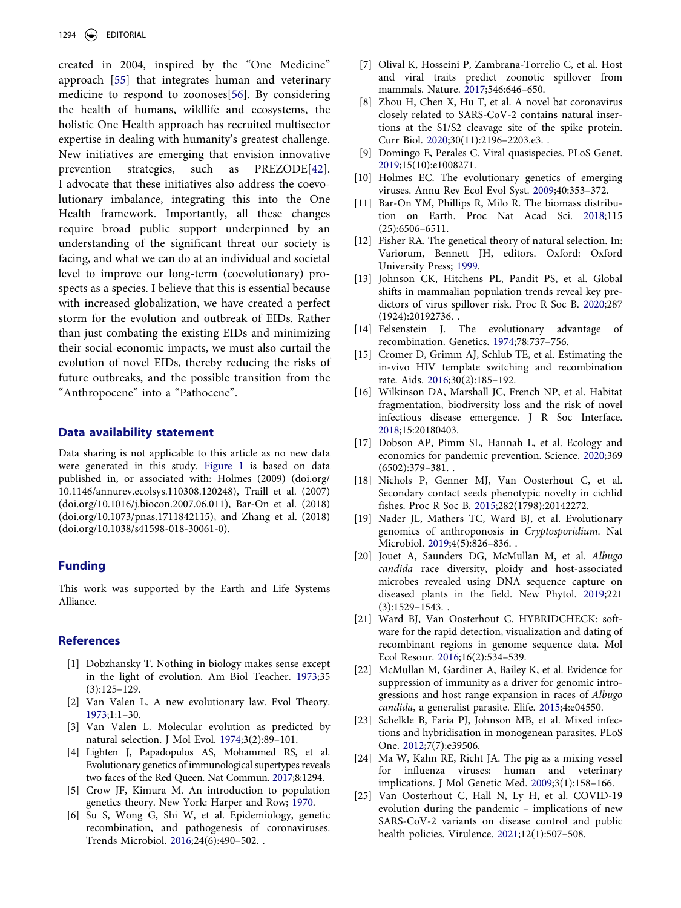created in 2004, inspired by the "One Medicine" approach [55] that integrates human and veterinary medicine to respond to zoonoses[56]. By considering the health of humans, wildlife and ecosystems, the holistic One Health approach has recruited multisector expertise in dealing with humanity's greatest challenge. New initiatives are emerging that envision innovative prevention strategies, such as PREZODE[42]. I advocate that these initiatives also address the coevolutionary imbalance, integrating this into the One Health framework. Importantly, all these changes require broad public support underpinned by an understanding of the significant threat our society is facing, and what we can do at an individual and societal level to improve our long-term (coevolutionary) prospects as a species. I believe that this is essential because with increased globalization, we have created a perfect storm for the evolution and outbreak of EIDs. Rather than just combating the existing EIDs and minimizing their social-economic impacts, we must also curtail the evolution of novel EIDs, thereby reducing the risks of future outbreaks, and the possible transition from the "Anthropocene" into a "Pathocene".

## Data availability statement

Data sharing is not applicable to this article as no new data were generated in this study. Figure 1 is based on data published in, or associated with: Holmes (2009) (doi.org/10.1146/annurev.ecolsys.110308.120248), Traill et al. (2007) (doi.org/10.1016/j.biocon.2007.06.011), Bar-On et al. (2018) (doi.org/10.1073/pnas.1711842115), and Zhang et al. (2018) (doi.org/10.1038/s41598-018-30061-0).

## Funding

This work was supported by the Earth and Life Systems Alliance.

## References

[1] Dobzhansky T. Nothing in biology makes sense except in the light of evolution. Am Biol Teacher. 1973;35(3):125–129.

[2] Van Valen L. A new evolutionary law. Evol Theory. 1973;1:1–30.

[3] Van Valen L. Molecular evolution as predicted by natural selection. J Mol Evol. 1974;3(2):89–101.

[4] Lighten J, Papadopulos AS, Mohammed RS, et al. Evolutionary genetics of immunological supertypes reveals two faces of the Red Queen. Nat Commun. 2017;8:1294.

[5] Crow JF, Kimura M. An introduction to population genetics theory. New York: Harper and Row; 1970.

[6] Su S, Wong G, Shi W, et al. Epidemiology, genetic recombination, and pathogenesis of coronaviruses. Trends Microbiol. 2016;24(6):490–502. .

[7] Olival K, Hosseini P, Zambrana-Torrelio C, et al. Host and viral traits predict zoonotic spillover from mammals. Nature. 2017;546:646–650.

[8] Zhou H, Chen X, Hu T, et al. A novel bat coronavirus closely related to SARS-CoV-2 contains natural insertions at the S1/S2 cleavage site of the spike protein. Curr Biol. 2020;30(11):2196–2203.e3. .

[9] Domingo E, Perales C. Viral quasispecies. PLoS Genet. 2019;15(10):e1008271.

[10] Holmes EC. The evolutionary genetics of emerging viruses. Annu Rev Ecol Evol Syst. 2009;40:353–372.

[11] Bar-On YM, Phillips R, Milo R. The biomass distribution on Earth. Proc Nat Acad Sci. 2018;115(25):6506–6511.

[12] Fisher RA. The genetical theory of natural selection. In: Variorum, Bennett JH, editors. Oxford: Oxford University Press; 1999.

[13] Johnson CK, Hitchens PL, Pandit PS, et al. Global shifts in mammalian population trends reveal key predictors of virus spillover risk. Proc R Soc B. 2020;287(1924):20192736. .

[14] Felsenstein J. The evolutionary advantage of recombination. Genetics. 1974;78:737–756.

[15] Cromer D, Grimm AJ, Schlub TE, et al. Estimating the in-vivo HIV template switching and recombination rate. Aids. 2016;30(2):185–192.

[16] Wilkinson DA, Marshall JC, French NP, et al. Habitat fragmentation, biodiversity loss and the risk of novel infectious disease emergence. J R Soc Interface. 2018;15:20180403.

[17] Dobson AP, Pimm SL, Hannah L, et al. Ecology and economics for pandemic prevention. Science. 2020;369(6502):379–381. .

[18] Nichols P, Genner MJ, Van Oosterhout C, et al. Secondary contact seeds phenotypic novelty in cichlid fishes. Proc R Soc B. 2015;282(1798):20142272.

[19] Nader JL, Mathers TC, Ward BJ, et al. Evolutionary genomics of anthroponosis in *Cryptosporidium*. Nat Microbiol. 2019;4(5):826–836. .

[20] Jouet A, Saunders DG, McMullan M, et al. *Albugo candida* race diversity, ploidy and host-associated microbes revealed using DNA sequence capture on diseased plants in the field. New Phytol. 2019;221(3):1529–1543. .

[21] Ward BJ, Van Oosterhout C. HYBRIDCHECK: software for the rapid detection, visualization and dating of recombinant regions in genome sequence data. Mol Ecol Resour. 2016;16(2):534–539.

[22] McMullan M, Gardiner A, Bailey K, et al. Evidence for suppression of immunity as a driver for genomic introgressions and host range expansion in races of *Albugo candida*, a generalist parasite. Elife. 2015;4:e04550.

[23] Schelkle B, Faria PJ, Johnson MB, et al. Mixed infections and hybridisation in monogenean parasites. PLoS One. 2012;7(7):e39506.

[24] Ma W, Kahn RE, Richt JA. The pig as a mixing vessel for influenza viruses: human and veterinary implications. J Mol Genetic Med. 2009;3(1):158–166.

[25] Van Oosterhout C, Hall N, Ly H, et al. COVID-19 evolution during the pandemic – implications of new SARS-CoV-2 variants on disease control and public health policies. Virulence. 2021;12(1):507–508.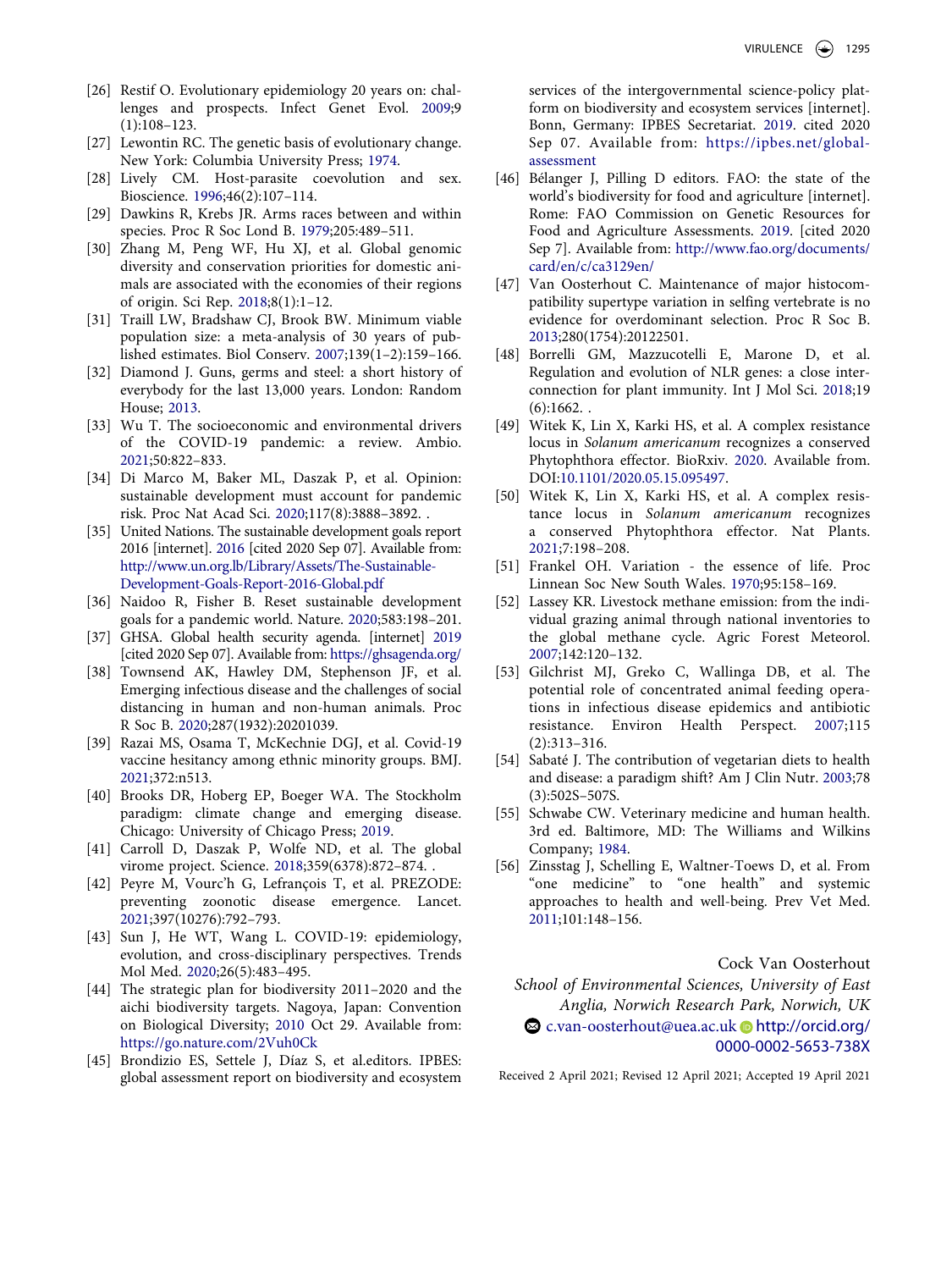[26] Restif O. Evolutionary epidemiology 20 years on: challenges and prospects. Infect Genet Evol. 2009;9(1):108–123.

[27] Lewontin RC. The genetic basis of evolutionary change. New York: Columbia University Press; 1974.

[28] Lively CM. Host-parasite coevolution and sex. Bioscience. 1996;46(2):107–114.

[29] Dawkins R, Krebs JR. Arms races between and within species. Proc R Soc Lond B. 1979;205:489–511.

[30] Zhang M, Peng WF, Hu XJ, et al. Global genomic diversity and conservation priorities for domestic animals are associated with the economies of their regions of origin. Sci Rep. 2018;8(1):1–12.

[31] Traill LW, Bradshaw CJ, Brook BW. Minimum viable population size: a meta-analysis of 30 years of published estimates. Biol Conserv. 2007;139(1–2):159–166.

[32] Diamond J. Guns, germs and steel: a short history of everybody for the last 13,000 years. London: Random House; 2013.

[33] Wu T. The socioeconomic and environmental drivers of the COVID-19 pandemic: a review. Ambio. 2021;50:822–833.

[34] Di Marco M, Baker ML, Daszak P, et al. Opinion: sustainable development must account for pandemic risk. Proc Nat Acad Sci. 2020;117(8):3888–3892. .

[35] United Nations. The sustainable development goals report 2016 [internet]. 2016 [cited 2020 Sep 07]. Available from: http://www.un.org.lb/Library/Assets/The-Sustainable-Development-Goals-Report-2016-Global.pdf

[36] Naidoo R, Fisher B. Reset sustainable development goals for a pandemic world. Nature. 2020;583:198–201.

[37] GHSA. Global health security agenda. [internet] 2019 [cited 2020 Sep 07]. Available from: https://ghsagenda.org/

[38] Townsend AK, Hawley DM, Stephenson JF, et al. Emerging infectious disease and the challenges of social distancing in human and non-human animals. Proc R Soc B. 2020;287(1932):20201039.

[39] Razai MS, Osama T, McKechnie DGJ, et al. Covid-19 vaccine hesitancy among ethnic minority groups. BMJ. 2021;372:n513.

[40] Brooks DR, Hoberg EP, Boeger WA. The Stockholm paradigm: climate change and emerging disease. Chicago: University of Chicago Press; 2019.

[41] Carroll D, Daszak P, Wolfe ND, et al. The global virome project. Science. 2018;359(6378):872–874. .

[42] Peyre M, Vourc'h G, Lefrançois T, et al. PREZODE: preventing zoonotic disease emergence. Lancet. 2021;397(10276):792–793.

[43] Sun J, He WT, Wang L. COVID-19: epidemiology, evolution, and cross-disciplinary perspectives. Trends Mol Med. 2020;26(5):483–495.

[44] The strategic plan for biodiversity 2011–2020 and the aichi biodiversity targets. Nagoya, Japan: Convention on Biological Diversity; 2010 Oct 29. Available from: https://go.nature.com/2Vuh0Ck

[45] Brondizio ES, Settele J, Díaz S, et al.editors. IPBES: global assessment report on biodiversity and ecosystem services of the intergovernmental science-policy platform on biodiversity and ecosystem services [internet]. Bonn, Germany: IPBES Secretariat. 2019. cited 2020 Sep 07. Available from: https://ipbes.net/global-assessment

[46] Bélanger J, Pilling D editors. FAO: the state of the world's biodiversity for food and agriculture [internet]. Rome: FAO Commission on Genetic Resources for Food and Agriculture Assessments. 2019. [cited 2020 Sep 7]. Available from: http://www.fao.org/documents/card/en/c/ca3129en/

[47] Van Oosterhout C. Maintenance of major histocompatibility supertype variation in selfing vertebrate is no evidence for overdominant selection. Proc R Soc B. 2013;280(1754):20122501.

[48] Borrelli GM, Mazzucotelli E, Marone D, et al. Regulation and evolution of NLR genes: a close interconnection for plant immunity. Int J Mol Sci. 2018;19(6):1662. .

[49] Witek K, Lin X, Karki HS, et al. A complex resistance locus in *Solanum americanum* recognizes a conserved Phytophthora effector. BioRxiv. 2020. Available from. DOI:10.1101/2020.05.15.095497.

[50] Witek K, Lin X, Karki HS, et al. A complex resistance locus in *Solanum americanum* recognizes a conserved Phytophthora effector. Nat Plants. 2021;7:198–208.

[51] Frankel OH. Variation - the essence of life. Proc Linnean Soc New South Wales. 1970;95:158–169.

[52] Lassey KR. Livestock methane emission: from the individual grazing animal through national inventories to the global methane cycle. Agric Forest Meteorol. 2007;142:120–132.

[53] Gilchrist MJ, Greko C, Wallinga DB, et al. The potential role of concentrated animal feeding operations in infectious disease epidemics and antibiotic resistance. Environ Health Perspect. 2007;115(2):313–316.

[54] Sabaté J. The contribution of vegetarian diets to health and disease: a paradigm shift? Am J Clin Nutr. 2003;78(3):502S–507S.

[55] Schwabe CW. Veterinary medicine and human health. 3rd ed. Baltimore, MD: The Williams and Wilkins Company; 1984.

[56] Zinsstag J, Schelling E, Waltner-Toews D, et al. From "one medicine" to "one health" and systemic approaches to health and well-being. Prev Vet Med. 2011;101:148–156.

Cock Van Oosterhout

*School of Environmental Sciences, University of East Anglia, Norwich Research Park, Norwich, UK*

c.van-oosterhout@uea.ac.uk http://orcid.org/0000-0002-5653-738X

Received 2 April 2021; Revised 12 April 2021; Accepted 19 April 2021